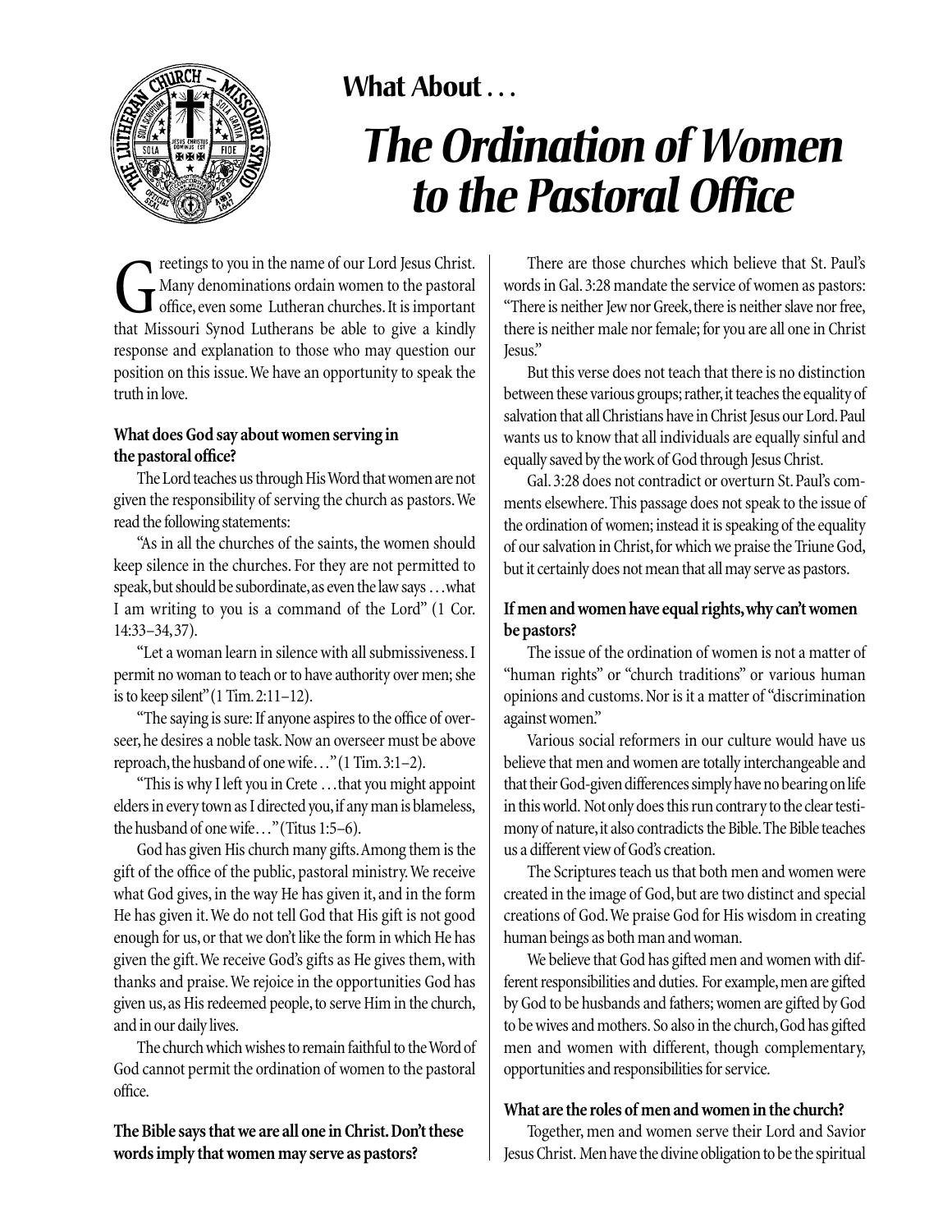**What About . . .**

# *The Ordination of Women to the Pastoral Office*

Greetings to you in the name of our Lord Jesus Christ. Many denominations ordain women to the pastoral office, even some Lutheran churches. It is important that Missouri Synod Lutherans be able to give a kindly response and explanation to those who may question our position on this issue. We have an opportunity to speak the truth in love.

### What does God say about women serving in the pastoral office?

The Lord teaches us through His Word that women are not given the responsibility of serving the church as pastors. We read the following statements:

"As in all the churches of the saints, the women should keep silence in the churches. For they are not permitted to speak, but should be subordinate, as even the law says . . . what I am writing to you is a command of the Lord" (1 Cor. 14:33–34, 37).

"Let a woman learn in silence with all submissiveness. I permit no woman to teach or to have authority over men; she is to keep silent" (1 Tim. 2:11–12).

"The saying is sure: If anyone aspires to the office of overseer, he desires a noble task. Now an overseer must be above reproach, the husband of one wife . . ." (1 Tim. 3:1–2).

"This is why I left you in Crete . . . that you might appoint elders in every town as I directed you, if any man is blameless, the husband of one wife . . ." (Titus 1:5–6).

God has given His church many gifts. Among them is the gift of the office of the public, pastoral ministry. We receive what God gives, in the way He has given it, and in the form He has given it. We do not tell God that His gift is not good enough for us, or that we don't like the form in which He has given the gift. We receive God's gifts as He gives them, with thanks and praise. We rejoice in the opportunities God has given us, as His redeemed people, to serve Him in the church, and in our daily lives.

The church which wishes to remain faithful to the Word of God cannot permit the ordination of women to the pastoral office.

### The Bible says that we are all one in Christ. Don't these words imply that women may serve as pastors?

There are those churches which believe that St. Paul's words in Gal. 3:28 mandate the service of women as pastors: "There is neither Jew nor Greek, there is neither slave nor free, there is neither male nor female; for you are all one in Christ Jesus."

But this verse does not teach that there is no distinction between these various groups; rather, it teaches the equality of salvation that all Christians have in Christ Jesus our Lord. Paul wants us to know that all individuals are equally sinful and equally saved by the work of God through Jesus Christ.

Gal. 3:28 does not contradict or overturn St. Paul's comments elsewhere. This passage does not speak to the issue of the ordination of women; instead it is speaking of the equality of our salvation in Christ, for which we praise the Triune God, but it certainly does not mean that all may serve as pastors.

### If men and women have equal rights, why can't women be pastors?

The issue of the ordination of women is not a matter of "human rights" or "church traditions" or various human opinions and customs. Nor is it a matter of "discrimination against women."

Various social reformers in our culture would have us believe that men and women are totally interchangeable and that their God-given differences simply have no bearing on life in this world. Not only does this run contrary to the clear testimony of nature, it also contradicts the Bible. The Bible teaches us a different view of God's creation.

The Scriptures teach us that both men and women were created in the image of God, but are two distinct and special creations of God. We praise God for His wisdom in creating human beings as both man and woman.

We believe that God has gifted men and women with different responsibilities and duties. For example, men are gifted by God to be husbands and fathers; women are gifted by God to be wives and mothers. So also in the church, God has gifted men and women with different, though complementary, opportunities and responsibilities for service.

### What are the roles of men and women in the church?

Together, men and women serve their Lord and Savior Jesus Christ. Men have the divine obligation to be the spiritual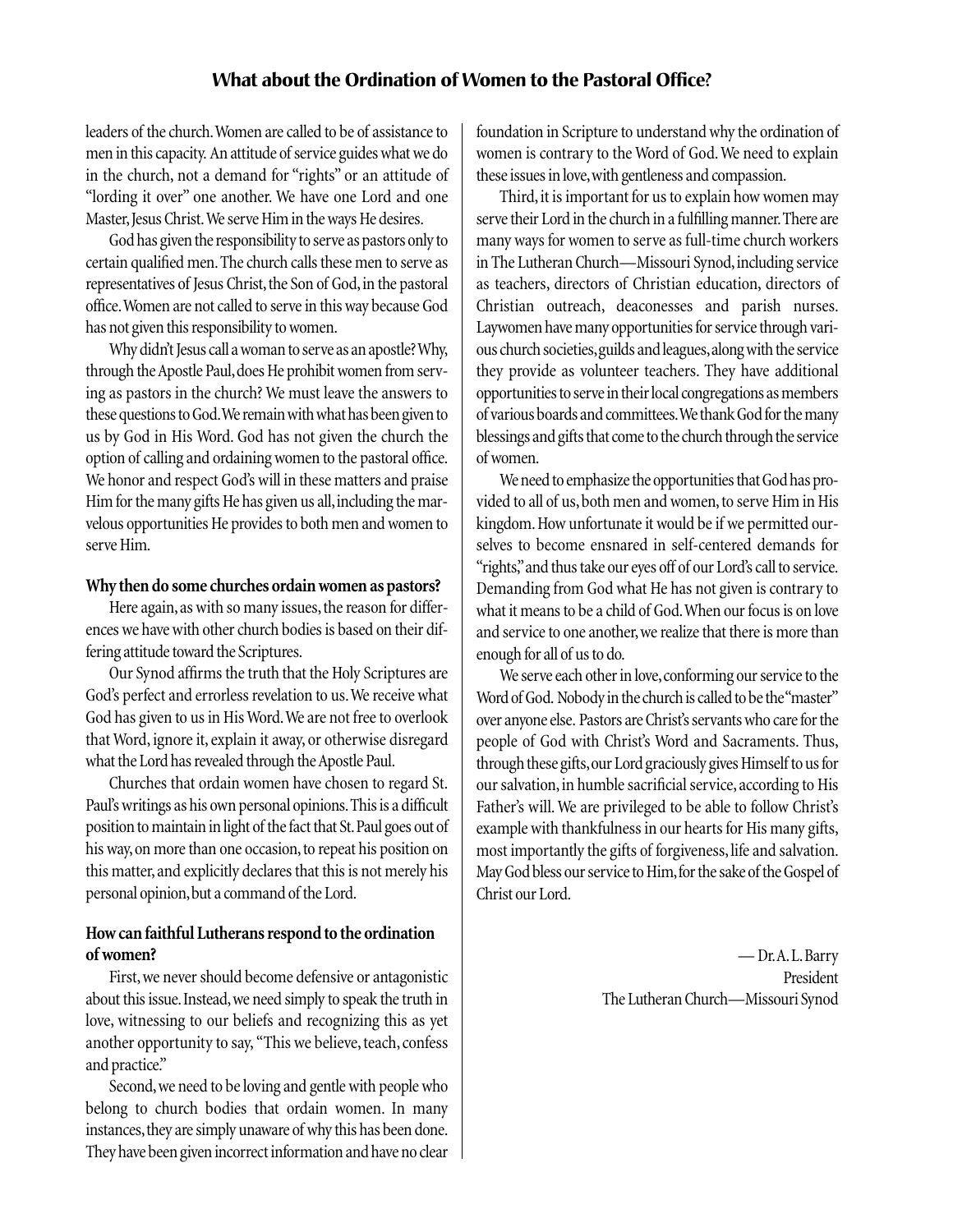leaders of the church. Women are called to be of assistance to men in this capacity. An attitude of service guides what we do in the church, not a demand for "rights" or an attitude of "lording it over" one another. We have one Lord and one Master, Jesus Christ. We serve Him in the ways He desires.

God has given the responsibility to serve as pastors only to certain qualified men. The church calls these men to serve as representatives of Jesus Christ, the Son of God, in the pastoral office. Women are not called to serve in this way because God has not given this responsibility to women.

Why didn't Jesus call a woman to serve as an apostle? Why, through the Apostle Paul, does He prohibit women from serving as pastors in the church? We must leave the answers to these questions to God. We remain with what has been given to us by God in His Word. God has not given the church the option of calling and ordaining women to the pastoral office. We honor and respect God's will in these matters and praise Him for the many gifts He has given us all, including the marvelous opportunities He provides to both men and women to serve Him.

**Why then do some churches ordain women as pastors?**

Here again, as with so many issues, the reason for differences we have with other church bodies is based on their differing attitude toward the Scriptures.

Our Synod affirms the truth that the Holy Scriptures are God's perfect and errorless revelation to us. We receive what God has given to us in His Word. We are not free to overlook that Word, ignore it, explain it away, or otherwise disregard what the Lord has revealed through the Apostle Paul.

Churches that ordain women have chosen to regard St. Paul's writings as his own personal opinions. This is a difficult position to maintain in light of the fact that St. Paul goes out of his way, on more than one occasion, to repeat his position on this matter, and explicitly declares that this is not merely his personal opinion, but a command of the Lord.

**How can faithful Lutherans respond to the ordination of women?**

First, we never should become defensive or antagonistic about this issue. Instead, we need simply to speak the truth in love, witnessing to our beliefs and recognizing this as yet another opportunity to say, "This we believe, teach, confess and practice."

Second, we need to be loving and gentle with people who belong to church bodies that ordain women. In many instances, they are simply unaware of why this has been done. They have been given incorrect information and have no clear foundation in Scripture to understand why the ordination of women is contrary to the Word of God. We need to explain these issues in love, with gentleness and compassion.

Third, it is important for us to explain how women may serve their Lord in the church in a fulfilling manner. There are many ways for women to serve as full-time church workers in The Lutheran Church—Missouri Synod, including service as teachers, directors of Christian education, directors of Christian outreach, deaconesses and parish nurses. Laywomen have many opportunities for service through various church societies, guilds and leagues, along with the service they provide as volunteer teachers. They have additional opportunities to serve in their local congregations as members of various boards and committees. We thank God for the many blessings and gifts that come to the church through the service of women.

We need to emphasize the opportunities that God has provided to all of us, both men and women, to serve Him in His kingdom. How unfortunate it would be if we permitted ourselves to become ensnared in self-centered demands for "rights," and thus take our eyes off of our Lord's call to service. Demanding from God what He has not given is contrary to what it means to be a child of God. When our focus is on love and service to one another, we realize that there is more than enough for all of us to do.

We serve each other in love, conforming our service to the Word of God. Nobody in the church is called to be the "master" over anyone else. Pastors are Christ's servants who care for the people of God with Christ's Word and Sacraments. Thus, through these gifts, our Lord graciously gives Himself to us for our salvation, in humble sacrificial service, according to His Father's will. We are privileged to be able to follow Christ's example with thankfulness in our hearts for His many gifts, most importantly the gifts of forgiveness, life and salvation. May God bless our service to Him, for the sake of the Gospel of Christ our Lord.

— Dr. A. L. Barry
President
The Lutheran Church—Missouri Synod